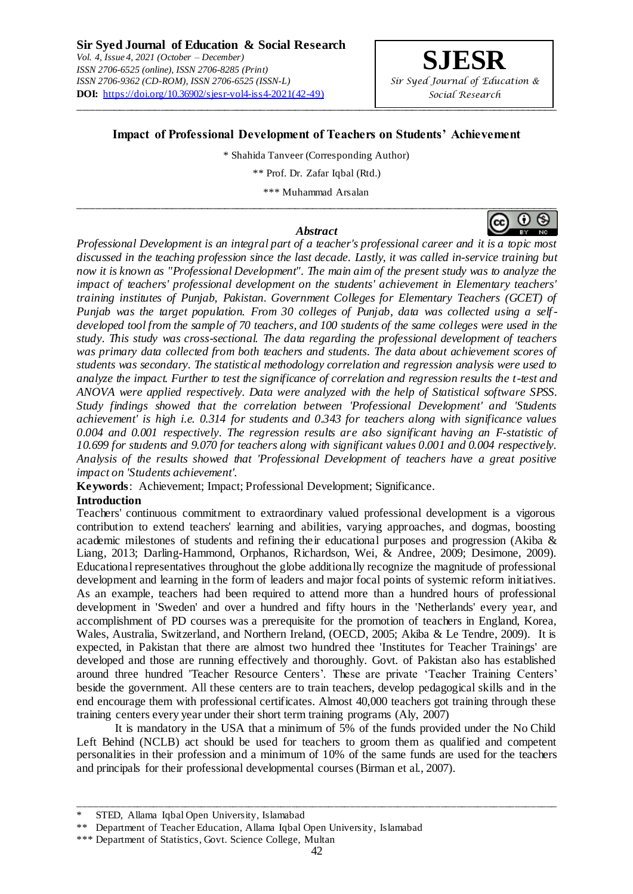# Impact of Professional Development of Teachers on Students' Achievement

\* Shahida Tanveer (Corresponding Author)

\*\* Prof. Dr. Zafar Iqbal (Rtd.)

\*\*\* Muhammad Arsalan

---

### Abstract

*Professional Development is an integral part of a teacher's professional career and it is a topic most discussed in the teaching profession since the last decade. Lastly, it was called in-service training but now it is known as "Professional Development". The main aim of the present study was to analyze the impact of teachers' professional development on the students' achievement in Elementary teachers' training institutes of Punjab, Pakistan. Government Colleges for Elementary Teachers (GCET) of Punjab was the target population. From 30 colleges of Punjab, data was collected using a self-developed tool from the sample of 70 teachers, and 100 students of the same colleges were used in the study. This study was cross-sectional. The data regarding the professional development of teachers was primary data collected from both teachers and students. The data about achievement scores of students was secondary. The statistical methodology correlation and regression analysis were used to analyze the impact. Further to test the significance of correlation and regression results the t-test and ANOVA were applied respectively. Data were analyzed with the help of Statistical software SPSS. Study findings showed that the correlation between 'Professional Development' and 'Students achievement' is high i.e. 0.314 for students and 0.343 for teachers along with significance values 0.004 and 0.001 respectively. The regression results are also significant having an F-statistic of 10.699 for students and 9.070 for teachers along with significant values 0.001 and 0.004 respectively. Analysis of the results showed that 'Professional Development of teachers have a great positive impact on 'Students achievement'.*

**Keywords**: Achievement; Impact; Professional Development; Significance.

## Introduction

Teachers' continuous commitment to extraordinary valued professional development is a vigorous contribution to extend teachers' learning and abilities, varying approaches, and dogmas, boosting academic milestones of students and refining their educational purposes and progression (Akiba & Liang, 2013; Darling-Hammond, Orphanos, Richardson, Wei, & Andree, 2009; Desimone, 2009). Educational representatives throughout the globe additionally recognize the magnitude of professional development and learning in the form of leaders and major focal points of systemic reform initiatives. As an example, teachers had been required to attend more than a hundred hours of professional development in 'Sweden' and over a hundred and fifty hours in the 'Netherlands' every year, and accomplishment of PD courses was a prerequisite for the promotion of teachers in England, Korea, Wales, Australia, Switzerland, and Northern Ireland, (OECD, 2005; Akiba & Le Tendre, 2009). It is expected, in Pakistan that there are almost two hundred thee 'Institutes for Teacher Trainings' are developed and those are running effectively and thoroughly. Govt. of Pakistan also has established around three hundred 'Teacher Resource Centers'. These are private 'Teacher Training Centers' beside the government. All these centers are to train teachers, develop pedagogical skills and in the end encourage them with professional certificates. Almost 40,000 teachers got training through these training centers every year under their short term training programs (Aly, 2007)

It is mandatory in the USA that a minimum of 5% of the funds provided under the No Child Left Behind (NCLB) act should be used for teachers to groom them as qualified and competent personalities in their profession and a minimum of 10% of the same funds are used for the teachers and principals for their professional developmental courses (Birman et al., 2007).

---

\* STED, Allama Iqbal Open University, Islamabad

\*\* Department of Teacher Education, Allama Iqbal Open University, Islamabad

\*\*\* Department of Statistics, Govt. Science College, Multan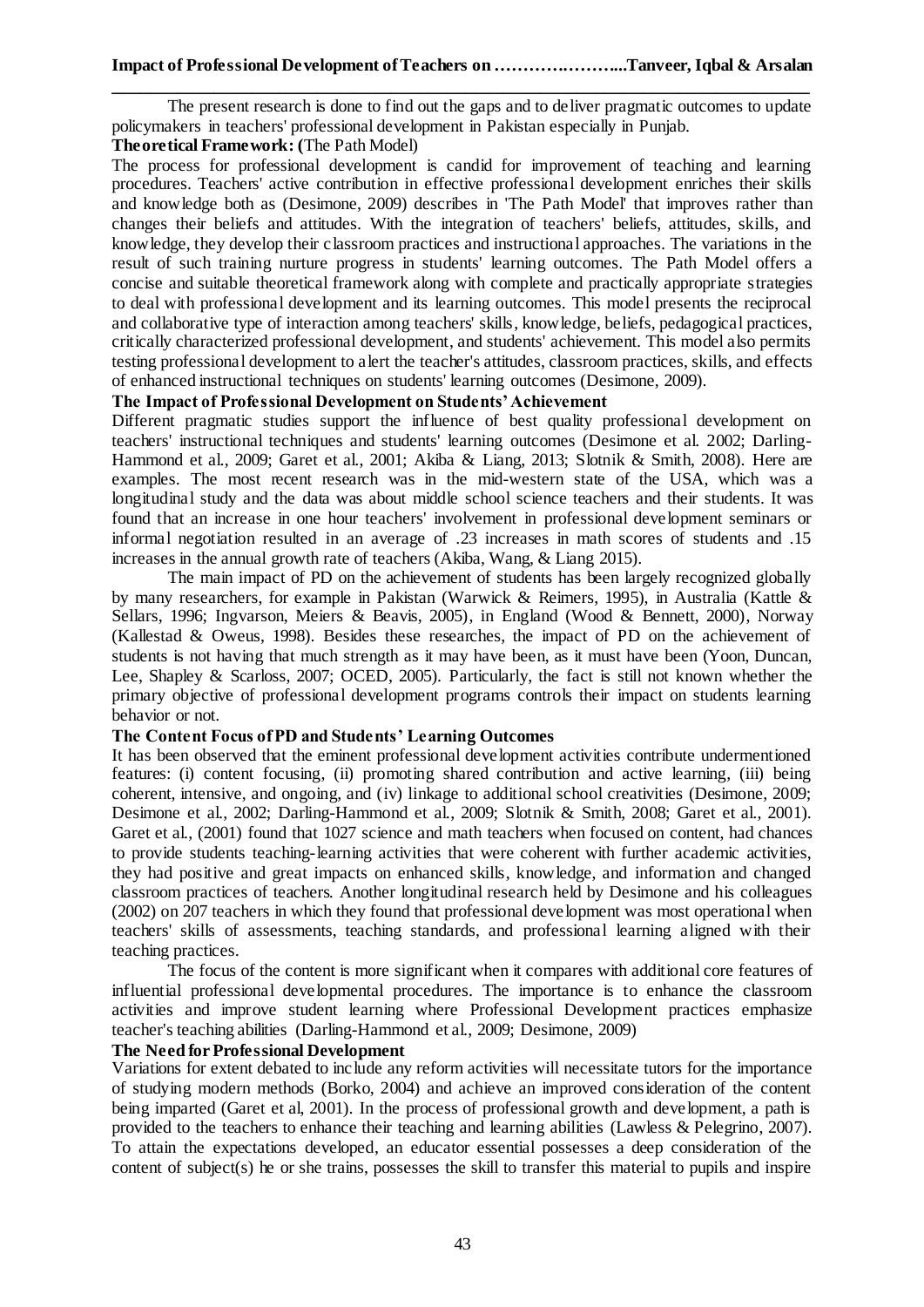The present research is done to find out the gaps and to deliver pragmatic outcomes to update policymakers in teachers' professional development in Pakistan especially in Punjab.

**Theoretical Framework: (**The Path Model)

The process for professional development is candid for improvement of teaching and learning procedures. Teachers' active contribution in effective professional development enriches their skills and knowledge both as (Desimone, 2009) describes in 'The Path Model' that improves rather than changes their beliefs and attitudes. With the integration of teachers' beliefs, attitudes, skills, and knowledge, they develop their classroom practices and instructional approaches. The variations in the result of such training nurture progress in students' learning outcomes. The Path Model offers a concise and suitable theoretical framework along with complete and practically appropriate strategies to deal with professional development and its learning outcomes. This model presents the reciprocal and collaborative type of interaction among teachers' skills, knowledge, beliefs, pedagogical practices, critically characterized professional development, and students' achievement. This model also permits testing professional development to alert the teacher's attitudes, classroom practices, skills, and effects of enhanced instructional techniques on students' learning outcomes (Desimone, 2009).

**The Impact of Professional Development on Students' Achievement**

Different pragmatic studies support the influence of best quality professional development on teachers' instructional techniques and students' learning outcomes (Desimone et al. 2002; Darling-Hammond et al., 2009; Garet et al., 2001; Akiba & Liang, 2013; Slotnik & Smith, 2008). Here are examples. The most recent research was in the mid-western state of the USA, which was a longitudinal study and the data was about middle school science teachers and their students. It was found that an increase in one hour teachers' involvement in professional development seminars or informal negotiation resulted in an average of .23 increases in math scores of students and .15 increases in the annual growth rate of teachers (Akiba, Wang, & Liang 2015).

The main impact of PD on the achievement of students has been largely recognized globally by many researchers, for example in Pakistan (Warwick & Reimers, 1995), in Australia (Kattle & Sellars, 1996; Ingvarson, Meiers & Beavis, 2005), in England (Wood & Bennett, 2000), Norway (Kallestad & Oweus, 1998). Besides these researches, the impact of PD on the achievement of students is not having that much strength as it may have been, as it must have been (Yoon, Duncan, Lee, Shapley & Scarloss, 2007; OCED, 2005). Particularly, the fact is still not known whether the primary objective of professional development programs controls their impact on students learning behavior or not.

**The Content Focus of PD and Students' Learning Outcomes**

It has been observed that the eminent professional development activities contribute undermentioned features: (i) content focusing, (ii) promoting shared contribution and active learning, (iii) being coherent, intensive, and ongoing, and (iv) linkage to additional school creativities (Desimone, 2009; Desimone et al., 2002; Darling-Hammond et al., 2009; Slotnik & Smith, 2008; Garet et al., 2001). Garet et al., (2001) found that 1027 science and math teachers when focused on content, had chances to provide students teaching-learning activities that were coherent with further academic activities, they had positive and great impacts on enhanced skills, knowledge, and information and changed classroom practices of teachers. Another longitudinal research held by Desimone and his colleagues (2002) on 207 teachers in which they found that professional development was most operational when teachers' skills of assessments, teaching standards, and professional learning aligned with their teaching practices.

The focus of the content is more significant when it compares with additional core features of influential professional developmental procedures. The importance is to enhance the classroom activities and improve student learning where Professional Development practices emphasize teacher's teaching abilities (Darling-Hammond et al., 2009; Desimone, 2009)

**The Need for Professional Development**

Variations for extent debated to include any reform activities will necessitate tutors for the importance of studying modern methods (Borko, 2004) and achieve an improved consideration of the content being imparted (Garet et al, 2001). In the process of professional growth and development, a path is provided to the teachers to enhance their teaching and learning abilities (Lawless & Pelegrino, 2007). To attain the expectations developed, an educator essential possesses a deep consideration of the content of subject(s) he or she trains, possesses the skill to transfer this material to pupils and inspire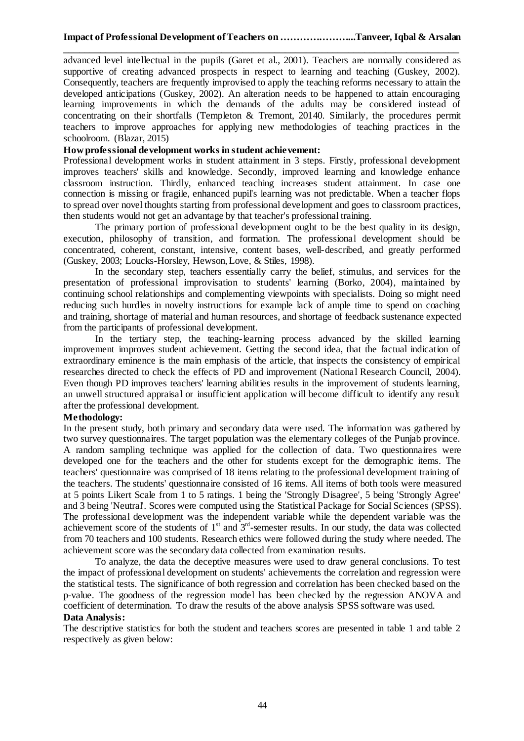advanced level intellectual in the pupils (Garet et al., 2001). Teachers are normally considered as supportive of creating advanced prospects in respect to learning and teaching (Guskey, 2002). Consequently, teachers are frequently improvised to apply the teaching reforms necessary to attain the developed anticipations (Guskey, 2002). An alteration needs to be happened to attain encouraging learning improvements in which the demands of the adults may be considered instead of concentrating on their shortfalls (Templeton & Tremont, 20140. Similarly, the procedures permit teachers to improve approaches for applying new methodologies of teaching practices in the schoolroom. (Blazar, 2015)

**How professional development works in student achievement:**

Professional development works in student attainment in 3 steps. Firstly, professional development improves teachers' skills and knowledge. Secondly, improved learning and knowledge enhance classroom instruction. Thirdly, enhanced teaching increases student attainment. In case one connection is missing or fragile, enhanced pupil's learning was not predictable. When a teacher flops to spread over novel thoughts starting from professional development and goes to classroom practices, then students would not get an advantage by that teacher's professional training.

The primary portion of professional development ought to be the best quality in its design, execution, philosophy of transition, and formation. The professional development should be concentrated, coherent, constant, intensive, content bases, well-described, and greatly performed (Guskey, 2003; Loucks-Horsley, Hewson, Love, & Stiles, 1998).

In the secondary step, teachers essentially carry the belief, stimulus, and services for the presentation of professional improvisation to students' learning (Borko, 2004), maintained by continuing school relationships and complementing viewpoints with specialists. Doing so might need reducing such hurdles in novelty instructions for example lack of ample time to spend on coaching and training, shortage of material and human resources, and shortage of feedback sustenance expected from the participants of professional development.

In the tertiary step, the teaching-learning process advanced by the skilled learning improvement improves student achievement. Getting the second idea, that the factual indication of extraordinary eminence is the main emphasis of the article, that inspects the consistency of empirical researches directed to check the effects of PD and improvement (National Research Council, 2004). Even though PD improves teachers' learning abilities results in the improvement of students learning, an unwell structured appraisal or insufficient application will become difficult to identify any result after the professional development.

**Methodology:**

In the present study, both primary and secondary data were used. The information was gathered by two survey questionnaires. The target population was the elementary colleges of the Punjab province. A random sampling technique was applied for the collection of data. Two questionnaires were developed one for the teachers and the other for students except for the demographic items. The teachers' questionnaire was comprised of 18 items relating to the professional development training of the teachers. The students' questionnaire consisted of 16 items. All items of both tools were measured at 5 points Likert Scale from 1 to 5 ratings. 1 being the 'Strongly Disagree', 5 being 'Strongly Agree' and 3 being 'Neutral'. Scores were computed using the Statistical Package for Social Sciences (SPSS). The professional development was the independent variable while the dependent variable was the achievement score of the students of 1st and 3rd-semester results. In our study, the data was collected from 70 teachers and 100 students. Research ethics were followed during the study where needed. The achievement score was the secondary data collected from examination results.

To analyze, the data the deceptive measures were used to draw general conclusions. To test the impact of professional development on students' achievements the correlation and regression were the statistical tests. The significance of both regression and correlation has been checked based on the p-value. The goodness of the regression model has been checked by the regression ANOVA and coefficient of determination. To draw the results of the above analysis SPSS software was used.

**Data Analysis:**

The descriptive statistics for both the student and teachers scores are presented in table 1 and table 2 respectively as given below: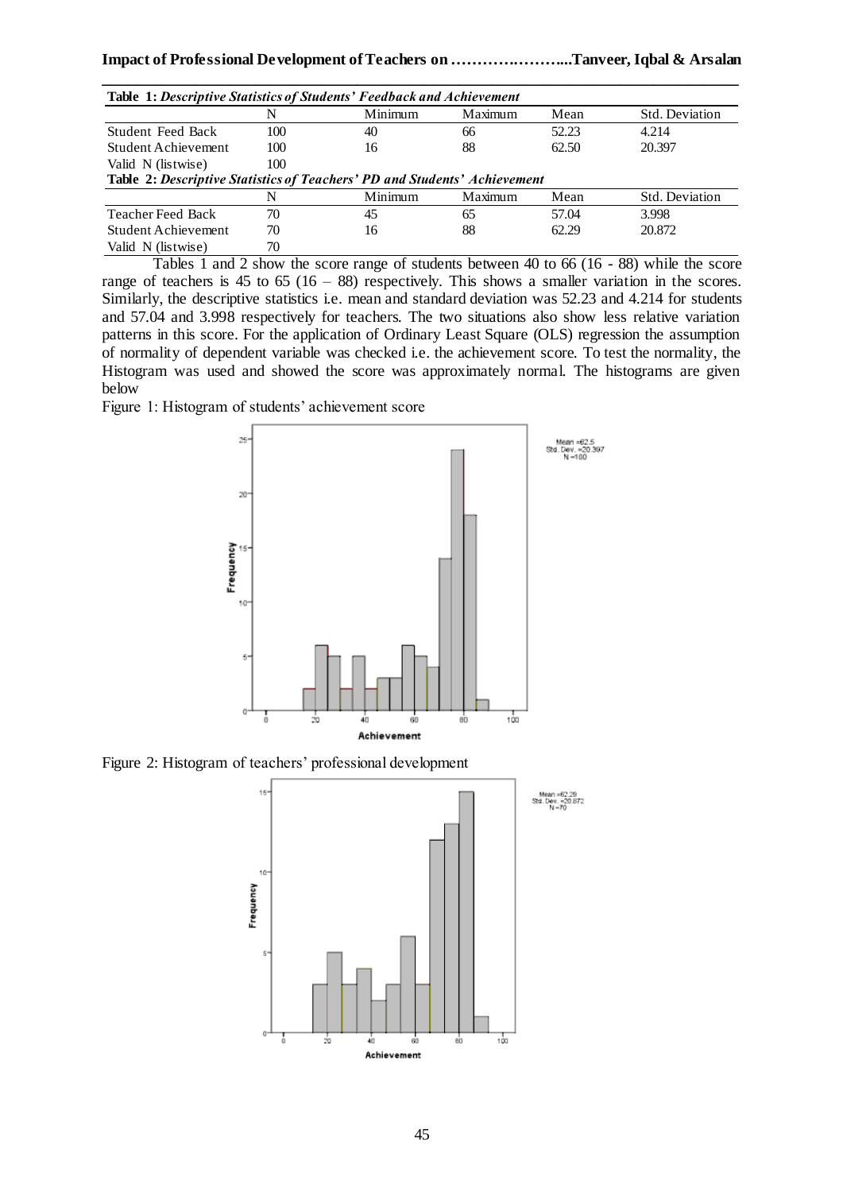**Table 1:** *Descriptive Statistics of Students' Feedback and Achievement*

| | N | Minimum | Maximum | Mean | Std. Deviation |
|---|---|---|---|---|---|
| Student Feed Back | 100 | 40 | 66 | 52.23 | 4.214 |
| Student Achievement | 100 | 16 | 88 | 62.50 | 20.397 |
| Valid N (listwise) | 100 | | | | |

**Table 2:** *Descriptive Statistics of Teachers' PD and Students' Achievement*

| | N | Minimum | Maximum | Mean | Std. Deviation |
|---|---|---|---|---|---|
| Teacher Feed Back | 70 | 45 | 65 | 57.04 | 3.998 |
| Student Achievement | 70 | 16 | 88 | 62.29 | 20.872 |
| Valid N (listwise) | 70 | | | | |

Tables 1 and 2 show the score range of students between 40 to 66 (16 - 88) while the score range of teachers is 45 to 65 (16 – 88) respectively. This shows a smaller variation in the scores. Similarly, the descriptive statistics i.e. mean and standard deviation was 52.23 and 4.214 for students and 57.04 and 3.998 respectively for teachers. The two situations also show less relative variation patterns in this score. For the application of Ordinary Least Square (OLS) regression the assumption of normality of dependent variable was checked i.e. the achievement score. To test the normality, the Histogram was used and showed the score was approximately normal. The histograms are given below

Figure 1: Histogram of students' achievement score

Figure 2: Histogram of teachers' professional development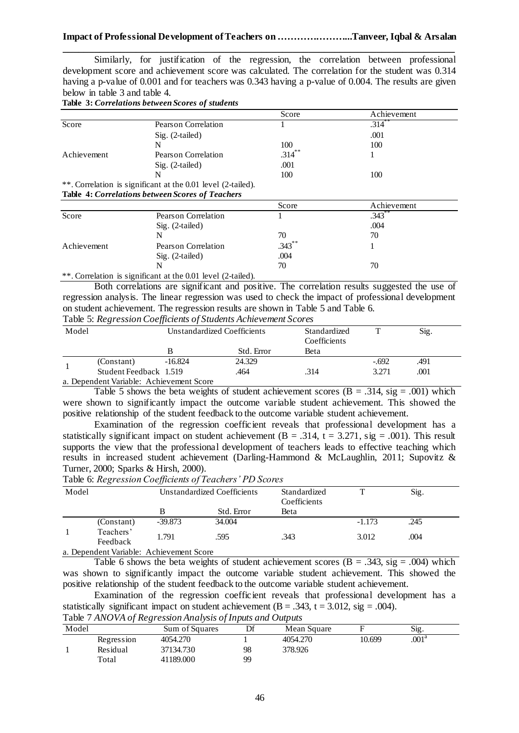Similarly, for justification of the regression, the correlation between professional development score and achievement score was calculated. The correlation for the student was 0.314 having a p-value of 0.001 and for teachers was 0.343 having a p-value of 0.004. The results are given below in table 3 and table 4.

**Table 3:** ***Correlations between Scores of students***

| | | Score | Achievement |
|---|---|---|---|
| Score | Pearson Correlation | 1 | .314** |
| | Sig. (2-tailed) | | .001 |
| | N | 100 | 100 |
| Achievement | Pearson Correlation | .314** | 1 |
| | Sig. (2-tailed) | .001 | |
| | N | 100 | 100 |

**. Correlation is significant at the 0.01 level (2-tailed).

**Table 4:** ***Correlations between Scores of Teachers***

| | | Score | Achievement |
|---|---|---|---|
| Score | Pearson Correlation | 1 | .343** |
| | Sig. (2-tailed) | | .004 |
| | N | 70 | 70 |
| Achievement | Pearson Correlation | .343** | 1 |
| | Sig. (2-tailed) | .004 | |
| | N | 70 | 70 |

**. Correlation is significant at the 0.01 level (2-tailed).

Both correlations are significant and positive. The correlation results suggested the use of regression analysis. The linear regression was used to check the impact of professional development on student achievement. The regression results are shown in Table 5 and Table 6.

Table 5: *Regression Coefficients of Students Achievement Scores*

| Model | | Unstandardized Coefficients | | Standardized Coefficients | T | Sig. |
|---|---|---|---|---|---|---|
| | | B | Std. Error | Beta | | |
| 1 | (Constant) | -16.824 | 24.329 | | -.692 | .491 |
| | Student Feedback | 1.519 | .464 | .314 | 3.271 | .001 |

a. Dependent Variable: Achievement Score

Table 5 shows the beta weights of student achievement scores (B = .314, sig = .001) which were shown to significantly impact the outcome variable student achievement. This showed the positive relationship of the student feedback to the outcome variable student achievement.

Examination of the regression coefficient reveals that professional development has a statistically significant impact on student achievement (B = .314, t = 3.271, sig = .001). This result supports the view that the professional development of teachers leads to effective teaching which results in increased student achievement (Darling-Hammond & McLaughlin, 2011; Supovitz & Turner, 2000; Sparks & Hirsh, 2000).

Table 6: *Regression Coefficients of Teachers' PD Scores*

| Model | | Unstandardized Coefficients | | Standardized Coefficients | T | Sig. |
|---|---|---|---|---|---|---|
| | | B | Std. Error | Beta | | |
| 1 | (Constant) | -39.873 | 34.004 | | -1.173 | .245 |
| | Teachers' Feedback | 1.791 | .595 | .343 | 3.012 | .004 |

a. Dependent Variable: Achievement Score

Table 6 shows the beta weights of student achievement scores (B = .343, sig = .004) which was shown to significantly impact the outcome variable student achievement. This showed the positive relationship of the student feedback to the outcome variable student achievement.

Examination of the regression coefficient reveals that professional development has a statistically significant impact on student achievement (B = .343, t = 3.012, sig = .004).

Table 7 *ANOVA of Regression Analysis of Inputs and Outputs*

| Model | | Sum of Squares | Df | Mean Square | F | Sig. |
|---|---|---|---|---|---|---|
| 1 | Regression | 4054.270 | 1 | 4054.270 | 10.699 | .001[a] |
| | Residual | 37134.730 | 98 | 378.926 | | |
| | Total | 41189.000 | 99 | | | |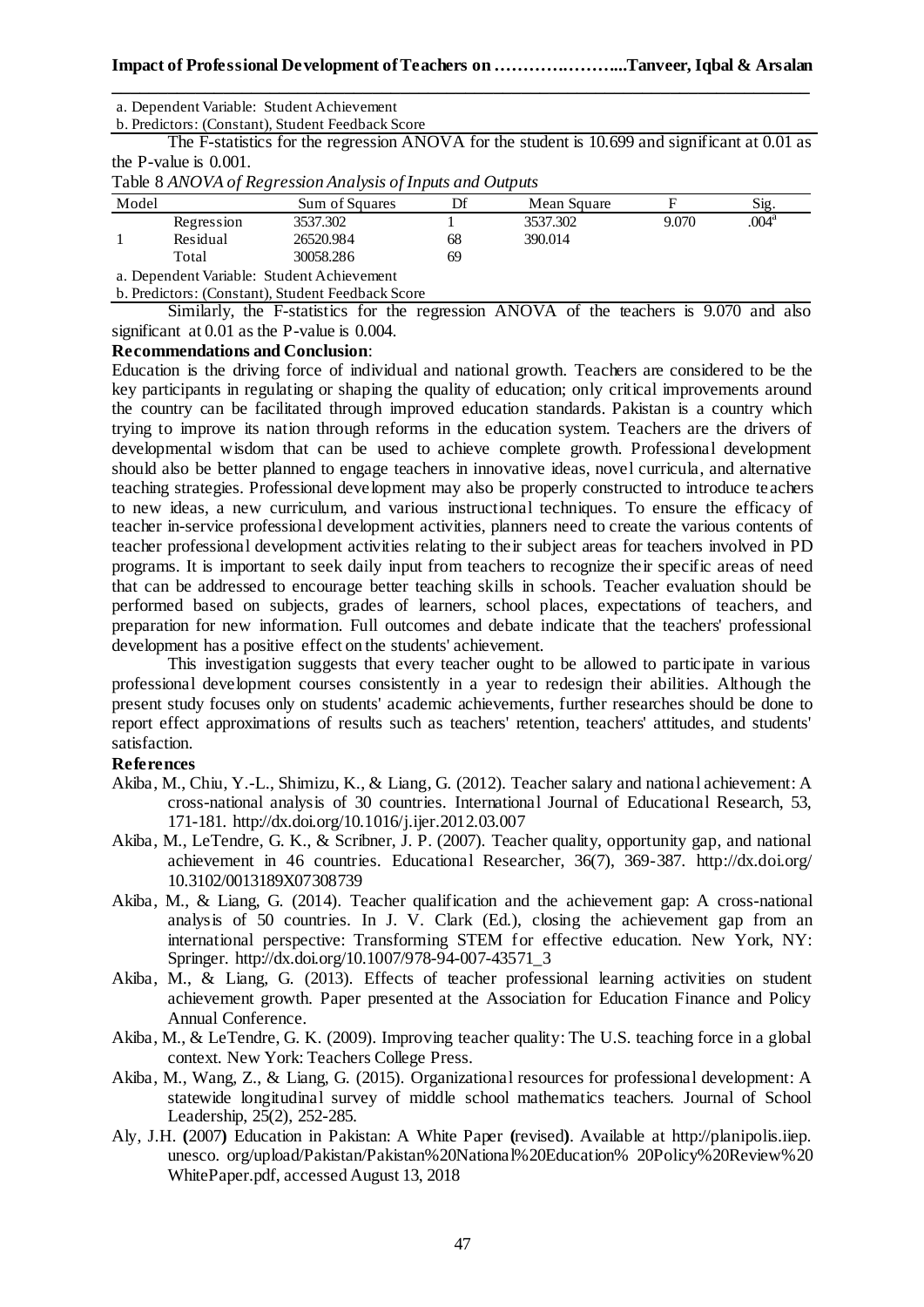a. Dependent Variable: Student Achievement

b. Predictors: (Constant), Student Feedback Score

The F-statistics for the regression ANOVA for the student is 10.699 and significant at 0.01 as the P-value is 0.001.

Table 8 *ANOVA of Regression Analysis of Inputs and Outputs*

| Model | | Sum of Squares | Df | Mean Square | F | Sig. |
|---|---|---|---|---|---|---|
| 1 | Regression | 3537.302 | 1 | 3537.302 | 9.070 | .004[a] |
| | Residual | 26520.984 | 68 | 390.014 | | |
| | Total | 30058.286 | 69 | | | |

a. Dependent Variable: Student Achievement

b. Predictors: (Constant), Student Feedback Score

Similarly, the F-statistics for the regression ANOVA of the teachers is 9.070 and also significant at 0.01 as the P-value is 0.004.

**Recommendations and Conclusion**:

Education is the driving force of individual and national growth. Teachers are considered to be the key participants in regulating or shaping the quality of education; only critical improvements around the country can be facilitated through improved education standards. Pakistan is a country which trying to improve its nation through reforms in the education system. Teachers are the drivers of developmental wisdom that can be used to achieve complete growth. Professional development should also be better planned to engage teachers in innovative ideas, novel curricula, and alternative teaching strategies. Professional development may also be properly constructed to introduce teachers to new ideas, a new curriculum, and various instructional techniques. To ensure the efficacy of teacher in-service professional development activities, planners need to create the various contents of teacher professional development activities relating to their subject areas for teachers involved in PD programs. It is important to seek daily input from teachers to recognize their specific areas of need that can be addressed to encourage better teaching skills in schools. Teacher evaluation should be performed based on subjects, grades of learners, school places, expectations of teachers, and preparation for new information. Full outcomes and debate indicate that the teachers' professional development has a positive effect on the students' achievement.

This investigation suggests that every teacher ought to be allowed to participate in various professional development courses consistently in a year to redesign their abilities. Although the present study focuses only on students' academic achievements, further researches should be done to report effect approximations of results such as teachers' retention, teachers' attitudes, and students' satisfaction.

**References**

Akiba, M., Chiu, Y.-L., Shimizu, K., & Liang, G. (2012). Teacher salary and national achievement: A cross-national analysis of 30 countries. International Journal of Educational Research, 53, 171-181. http://dx.doi.org/10.1016/j.ijer.2012.03.007

Akiba, M., LeTendre, G. K., & Scribner, J. P. (2007). Teacher quality, opportunity gap, and national achievement in 46 countries. Educational Researcher, 36(7), 369-387. http://dx.doi.org/ 10.3102/0013189X07308739

Akiba, M., & Liang, G. (2014). Teacher qualification and the achievement gap: A cross-national analysis of 50 countries. In J. V. Clark (Ed.), closing the achievement gap from an international perspective: Transforming STEM for effective education. New York, NY: Springer. http://dx.doi.org/10.1007/978-94-007-43571_3

Akiba, M., & Liang, G. (2013). Effects of teacher professional learning activities on student achievement growth. Paper presented at the Association for Education Finance and Policy Annual Conference.

Akiba, M., & LeTendre, G. K. (2009). Improving teacher quality: The U.S. teaching force in a global context. New York: Teachers College Press.

Akiba, M., Wang, Z., & Liang, G. (2015). Organizational resources for professional development: A statewide longitudinal survey of middle school mathematics teachers. Journal of School Leadership, 25(2), 252-285.

Aly, J.H. (2007) Education in Pakistan: A White Paper (revised). Available at http://planipolis.iiep. unesco. org/upload/Pakistan/Pakistan%20National%20Education% 20Policy%20Review%20 WhitePaper.pdf, accessed August 13, 2018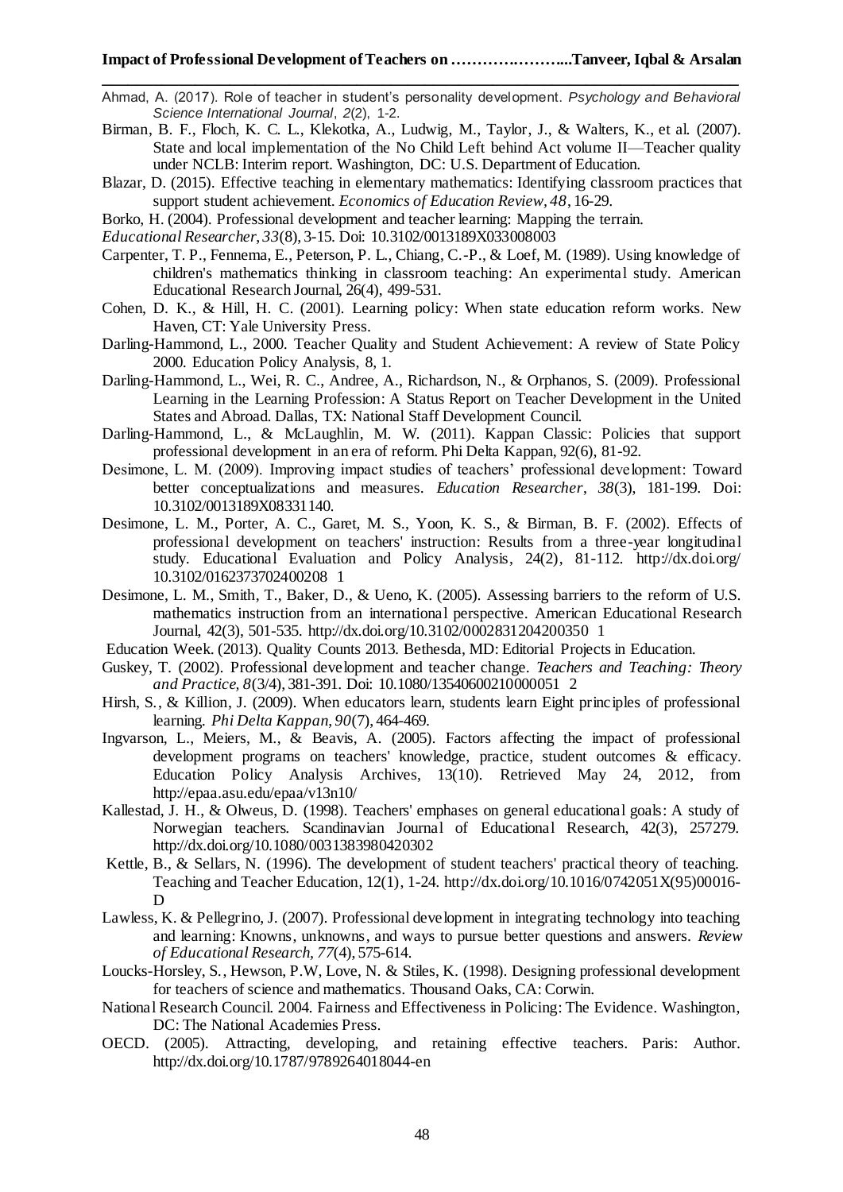Ahmad, A. (2017). Role of teacher in student's personality development. *Psychology and Behavioral Science International Journal*, *2*(2), 1-2.

Birman, B. F., Floch, K. C. L., Klekotka, A., Ludwig, M., Taylor, J., & Walters, K., et al. (2007). State and local implementation of the No Child Left behind Act volume II—Teacher quality under NCLB: Interim report. Washington, DC: U.S. Department of Education.

Blazar, D. (2015). Effective teaching in elementary mathematics: Identifying classroom practices that support student achievement. *Economics of Education Review, 48*, 16-29.

Borko, H. (2004). Professional development and teacher learning: Mapping the terrain.

*Educational Researcher, 33*(8), 3-15. Doi: 10.3102/0013189X033008003

Carpenter, T. P., Fennema, E., Peterson, P. L., Chiang, C.-P., & Loef, M. (1989). Using knowledge of children's mathematics thinking in classroom teaching: An experimental study. American Educational Research Journal, 26(4), 499-531.

Cohen, D. K., & Hill, H. C. (2001). Learning policy: When state education reform works. New Haven, CT: Yale University Press.

Darling-Hammond, L., 2000. Teacher Quality and Student Achievement: A review of State Policy 2000. Education Policy Analysis, 8, 1.

Darling-Hammond, L., Wei, R. C., Andree, A., Richardson, N., & Orphanos, S. (2009). Professional Learning in the Learning Profession: A Status Report on Teacher Development in the United States and Abroad. Dallas, TX: National Staff Development Council.

Darling-Hammond, L., & McLaughlin, M. W. (2011). Kappan Classic: Policies that support professional development in an era of reform. Phi Delta Kappan, 92(6), 81-92.

Desimone, L. M. (2009). Improving impact studies of teachers' professional development: Toward better conceptualizations and measures. *Education Researcher*, *38*(3), 181-199. Doi: 10.3102/0013189X08331140.

Desimone, L. M., Porter, A. C., Garet, M. S., Yoon, K. S., & Birman, B. F. (2002). Effects of professional development on teachers' instruction: Results from a three-year longitudinal study. Educational Evaluation and Policy Analysis, 24(2), 81-112. http://dx.doi.org/ 10.3102/01623737024002081

Desimone, L. M., Smith, T., Baker, D., & Ueno, K. (2005). Assessing barriers to the reform of U.S. mathematics instruction from an international perspective. American Educational Research Journal, 42(3), 501-535. http://dx.doi.org/10.3102/00028312042003501

Education Week. (2013). Quality Counts 2013. Bethesda, MD: Editorial Projects in Education.

Guskey, T. (2002). Professional development and teacher change. *Teachers and Teaching: Theory and Practice, 8*(3/4), 381-391. Doi: 10.1080/135406002100000512

Hirsh, S., & Killion, J. (2009). When educators learn, students learn Eight principles of professional learning. *Phi Delta Kappan, 90*(7), 464-469.

Ingvarson, L., Meiers, M., & Beavis, A. (2005). Factors affecting the impact of professional development programs on teachers' knowledge, practice, student outcomes & efficacy. Education Policy Analysis Archives, 13(10). Retrieved May 24, 2012, from http://epaa.asu.edu/epaa/v13n10/

Kallestad, J. H., & Olweus, D. (1998). Teachers' emphases on general educational goals: A study of Norwegian teachers. Scandinavian Journal of Educational Research, 42(3), 257279. http://dx.doi.org/10.1080/0031383980420302

Kettle, B., & Sellars, N. (1996). The development of student teachers' practical theory of teaching. Teaching and Teacher Education, 12(1), 1-24. http://dx.doi.org/10.1016/0742051X(95)00016-D

Lawless, K. & Pellegrino, J. (2007). Professional development in integrating technology into teaching and learning: Knowns, unknowns, and ways to pursue better questions and answers. *Review of Educational Research, 77*(4), 575-614.

Loucks-Horsley, S., Hewson, P.W, Love, N. & Stiles, K. (1998). Designing professional development for teachers of science and mathematics. Thousand Oaks, CA: Corwin.

National Research Council. 2004. Fairness and Effectiveness in Policing: The Evidence. Washington, DC: The National Academies Press.

OECD. (2005). Attracting, developing, and retaining effective teachers. Paris: Author. http://dx.doi.org/10.1787/9789264018044-en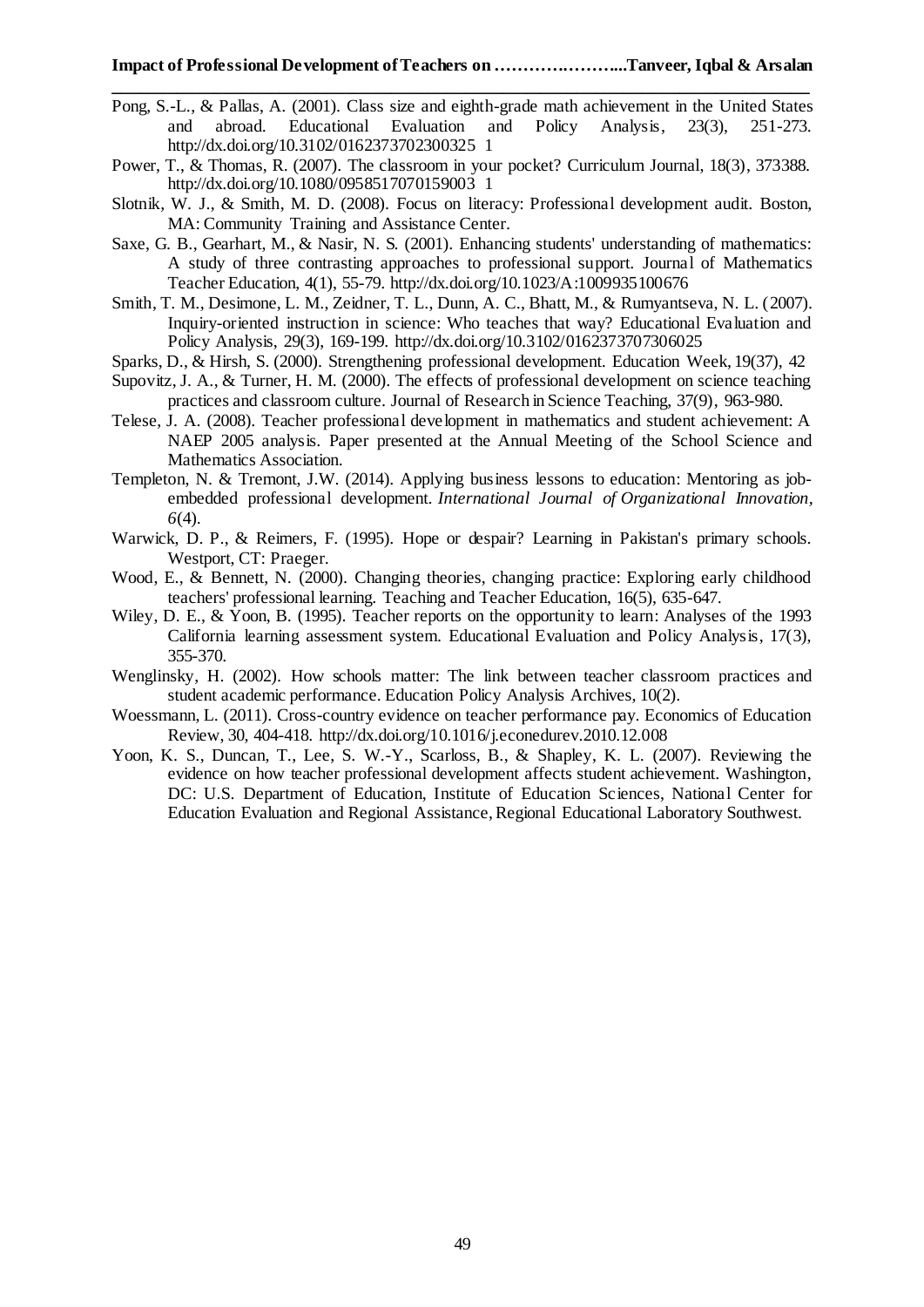Pong, S.-L., & Pallas, A. (2001). Class size and eighth-grade math achievement in the United States and abroad. Educational Evaluation and Policy Analysis, 23(3), 251-273. http://dx.doi.org/10.3102/01623737023003251

Power, T., & Thomas, R. (2007). The classroom in your pocket? Curriculum Journal, 18(3), 373388. http://dx.doi.org/10.1080/09585170701590031

Slotnik, W. J., & Smith, M. D. (2008). Focus on literacy: Professional development audit. Boston, MA: Community Training and Assistance Center.

Saxe, G. B., Gearhart, M., & Nasir, N. S. (2001). Enhancing students' understanding of mathematics: A study of three contrasting approaches to professional support. Journal of Mathematics Teacher Education, 4(1), 55-79. http://dx.doi.org/10.1023/A:1009935100676

Smith, T. M., Desimone, L. M., Zeidner, T. L., Dunn, A. C., Bhatt, M., & Rumyantseva, N. L. (2007). Inquiry-oriented instruction in science: Who teaches that way? Educational Evaluation and Policy Analysis, 29(3), 169-199. http://dx.doi.org/10.3102/0162373707306025

Sparks, D., & Hirsh, S. (2000). Strengthening professional development. Education Week, 19(37), 42

Supovitz, J. A., & Turner, H. M. (2000). The effects of professional development on science teaching practices and classroom culture. Journal of Research in Science Teaching, 37(9), 963-980.

Telese, J. A. (2008). Teacher professional development in mathematics and student achievement: A NAEP 2005 analysis. Paper presented at the Annual Meeting of the School Science and Mathematics Association.

Templeton, N. & Tremont, J.W. (2014). Applying business lessons to education: Mentoring as job-embedded professional development. *International Journal of Organizational Innovation, 6*(4).

Warwick, D. P., & Reimers, F. (1995). Hope or despair? Learning in Pakistan's primary schools. Westport, CT: Praeger.

Wood, E., & Bennett, N. (2000). Changing theories, changing practice: Exploring early childhood teachers' professional learning. Teaching and Teacher Education, 16(5), 635-647.

Wiley, D. E., & Yoon, B. (1995). Teacher reports on the opportunity to learn: Analyses of the 1993 California learning assessment system. Educational Evaluation and Policy Analysis, 17(3), 355-370.

Wenglinsky, H. (2002). How schools matter: The link between teacher classroom practices and student academic performance. Education Policy Analysis Archives, 10(2).

Woessmann, L. (2011). Cross-country evidence on teacher performance pay. Economics of Education Review, 30, 404-418. http://dx.doi.org/10.1016/j.econedurev.2010.12.008

Yoon, K. S., Duncan, T., Lee, S. W.-Y., Scarloss, B., & Shapley, K. L. (2007). Reviewing the evidence on how teacher professional development affects student achievement. Washington, DC: U.S. Department of Education, Institute of Education Sciences, National Center for Education Evaluation and Regional Assistance, Regional Educational Laboratory Southwest.